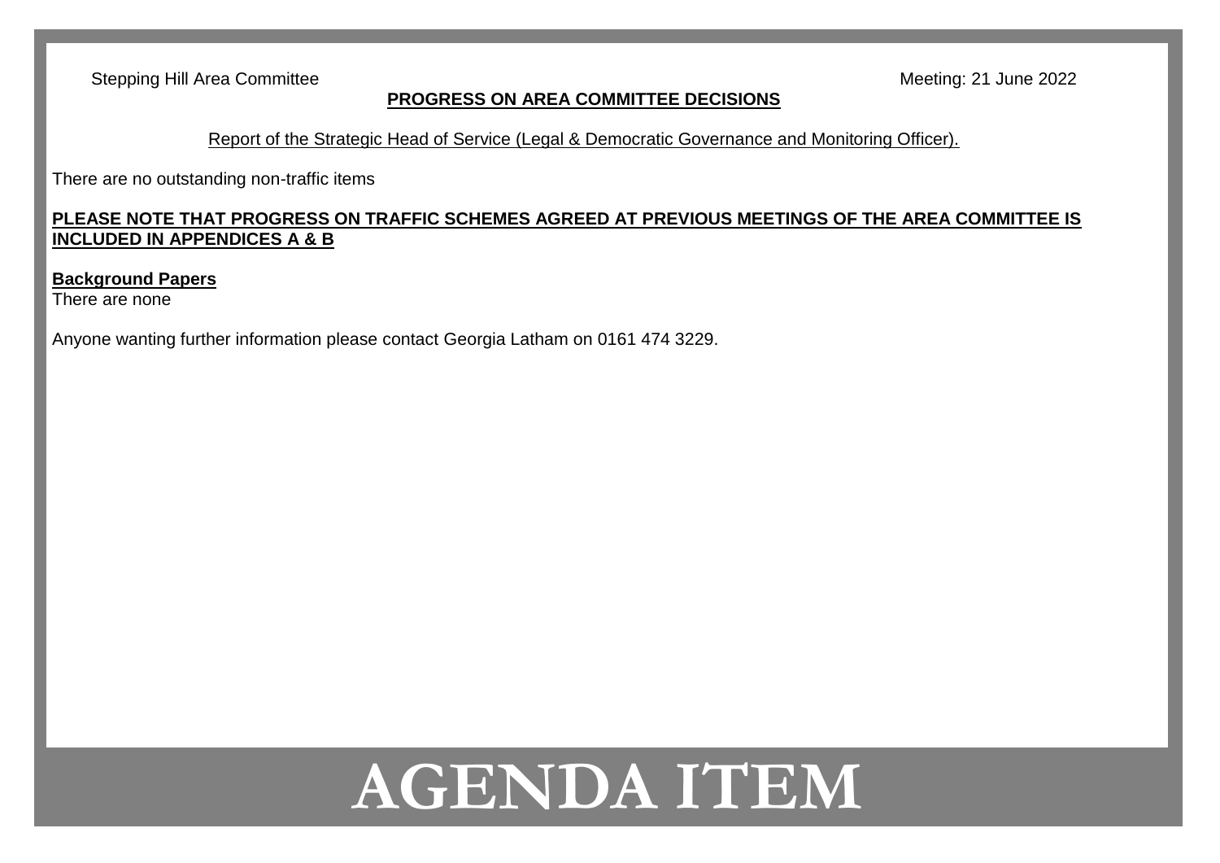Stepping Hill Area Committee Meeting: 21 June 2022

## PROGRESS ON AREA COMMITTEE DECISIONS

Report of the Strategic Head of Service (Legal & Democratic Governance and Monitoring Officer).

There are no outstanding non-traffic items

**PLEASE NOTE THAT PROGRESS ON TRAFFIC SCHEMES AGREED AT PREVIOUS MEETINGS OF THE AREA COMMITTEE IS INCLUDED IN APPENDICES A & B**

**Background Papers**
There are none

Anyone wanting further information please contact Georgia Latham on 0161 474 3229.

AGENDA ITEM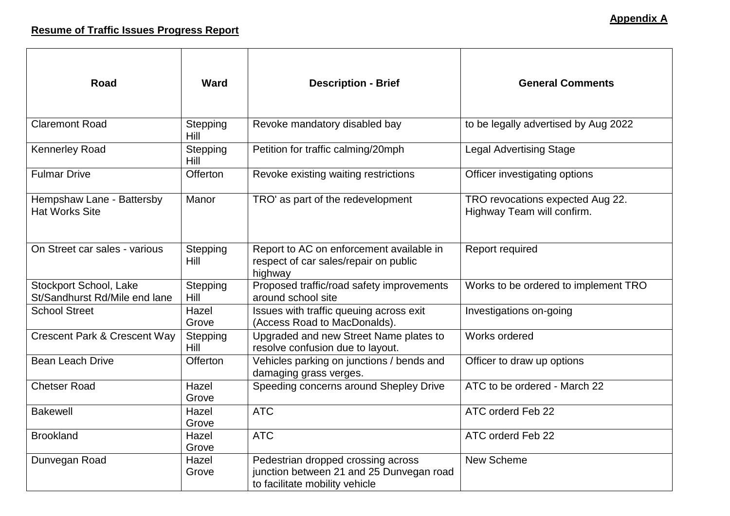**Appendix A**

**Resume of Traffic Issues Progress Report**

| Road | Ward | Description - Brief | General Comments |
|---|---|---|---|
| Claremont Road | Stepping Hill | Revoke mandatory disabled bay | to be legally advertised by Aug 2022 |
| Kennerley Road | Stepping Hill | Petition for traffic calming/20mph | Legal Advertising Stage |
| Fulmar Drive | Offerton | Revoke existing waiting restrictions | Officer investigating options |
| Hempshaw Lane - Battersby Hat Works Site | Manor | TRO' as part of the redevelopment | TRO revocations expected Aug 22. Highway Team will confirm. |
| On Street car sales - various | Stepping Hill | Report to AC on enforcement available in respect of car sales/repair on public highway | Report required |
| Stockport School, Lake St/Sandhurst Rd/Mile end lane | Stepping Hill | Proposed traffic/road safety improvements around school site | Works to be ordered to implement TRO |
| School Street | Hazel Grove | Issues with traffic queuing across exit (Access Road to MacDonalds). | Investigations on-going |
| Crescent Park & Crescent Way | Stepping Hill | Upgraded and new Street Name plates to resolve confusion due to layout. | Works ordered |
| Bean Leach Drive | Offerton | Vehicles parking on junctions / bends and damaging grass verges. | Officer to draw up options |
| Chetser Road | Hazel Grove | Speeding concerns around Shepley Drive | ATC to be ordered - March 22 |
| Bakewell | Hazel Grove | ATC | ATC orderd Feb 22 |
| Brookland | Hazel Grove | ATC | ATC orderd Feb 22 |
| Dunvegan Road | Hazel Grove | Pedestrian dropped crossing across junction between 21 and 25 Dunvegan road to facilitate mobility vehicle | New Scheme |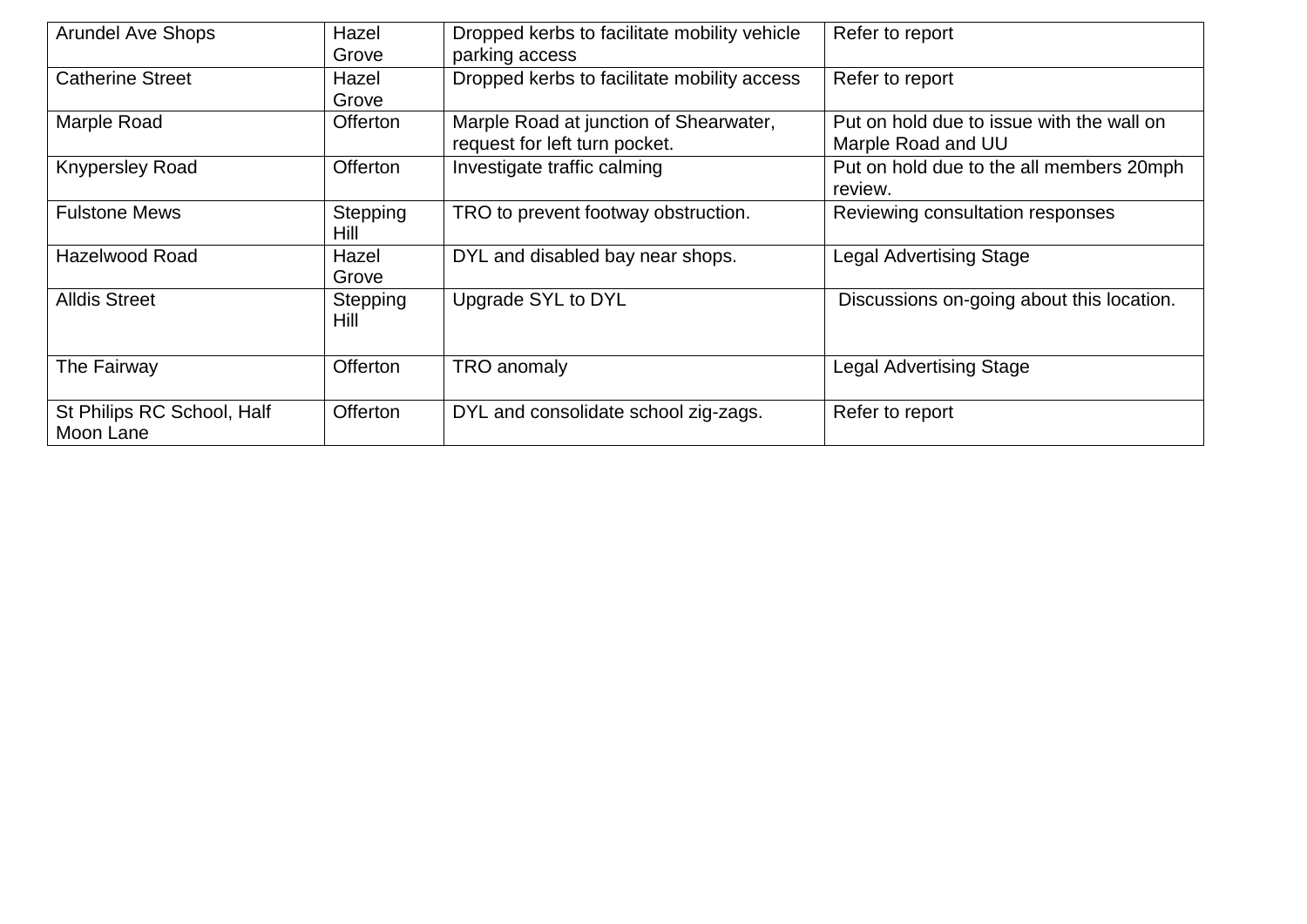| Arundel Ave Shops | Hazel Grove | Dropped kerbs to facilitate mobility vehicle parking access | Refer to report |
|---|---|---|---|
| Catherine Street | Hazel Grove | Dropped kerbs to facilitate mobility access | Refer to report |
| Marple Road | Offerton | Marple Road at junction of Shearwater, request for left turn pocket. | Put on hold due to issue with the wall on Marple Road and UU |
| Knypersley Road | Offerton | Investigate traffic calming | Put on hold due to the all members 20mph review. |
| Fulstone Mews | Stepping Hill | TRO to prevent footway obstruction. | Reviewing consultation responses |
| Hazelwood Road | Hazel Grove | DYL and disabled bay near shops. | Legal Advertising Stage |
| Alldis Street | Stepping Hill | Upgrade SYL to DYL | Discussions on-going about this location. |
| The Fairway | Offerton | TRO anomaly | Legal Advertising Stage |
| St Philips RC School, Half Moon Lane | Offerton | DYL and consolidate school zig-zags. | Refer to report |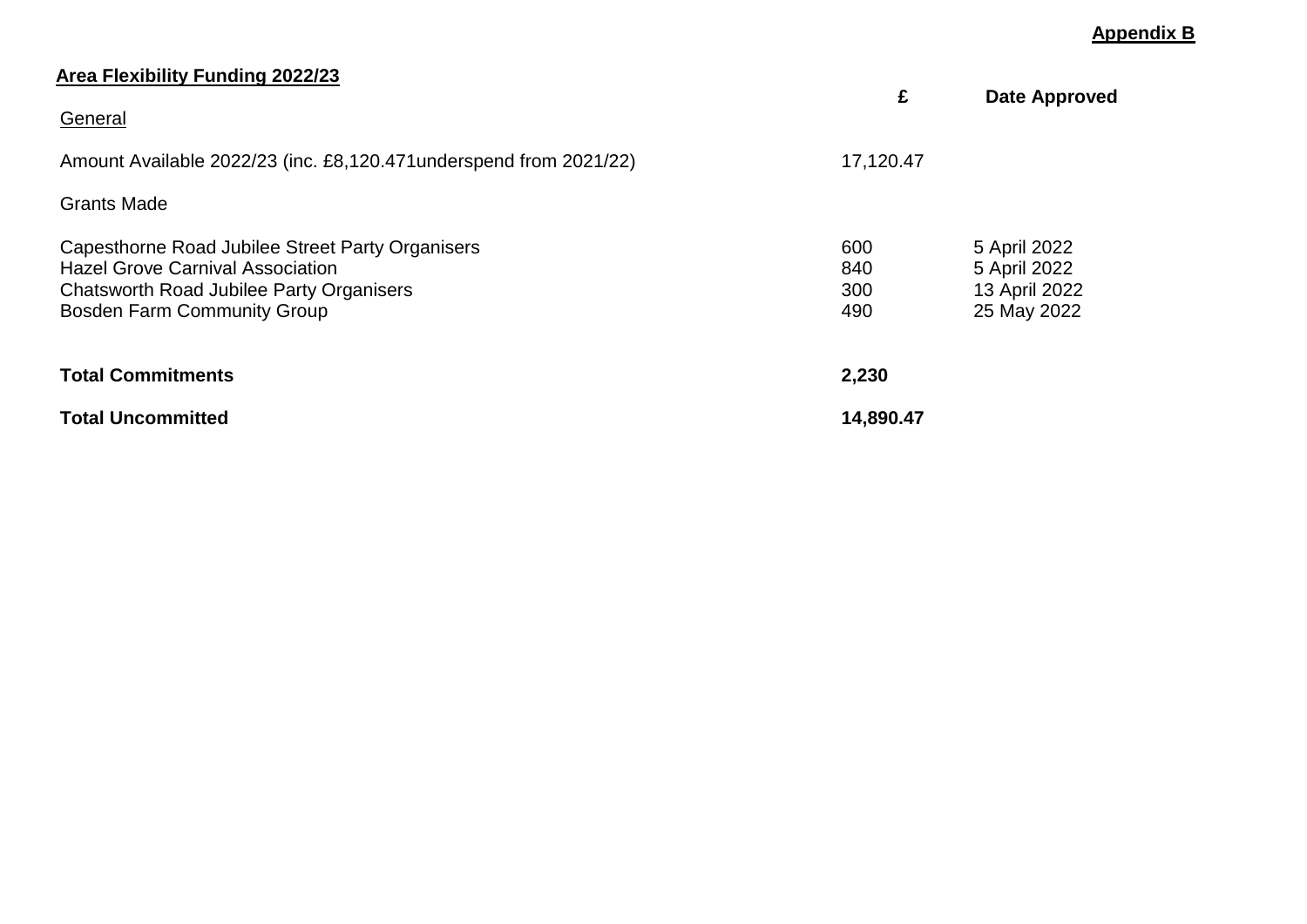**Appendix B**

**Area Flexibility Funding 2022/23**

| General | £ | Date Approved |
| --- | --- | --- |
| Amount Available 2022/23 (inc. £8,120.471underspend from 2021/22) | 17,120.47 | |
| Grants Made | | |
| Capesthorne Road Jubilee Street Party Organisers | 600 | 5 April 2022 |
| Hazel Grove Carnival Association | 840 | 5 April 2022 |
| Chatsworth Road Jubilee Party Organisers | 300 | 13 April 2022 |
| Bosden Farm Community Group | 490 | 25 May 2022 |
| **Total Commitments** | **2,230** | |
| **Total Uncommitted** | **14,890.47** | |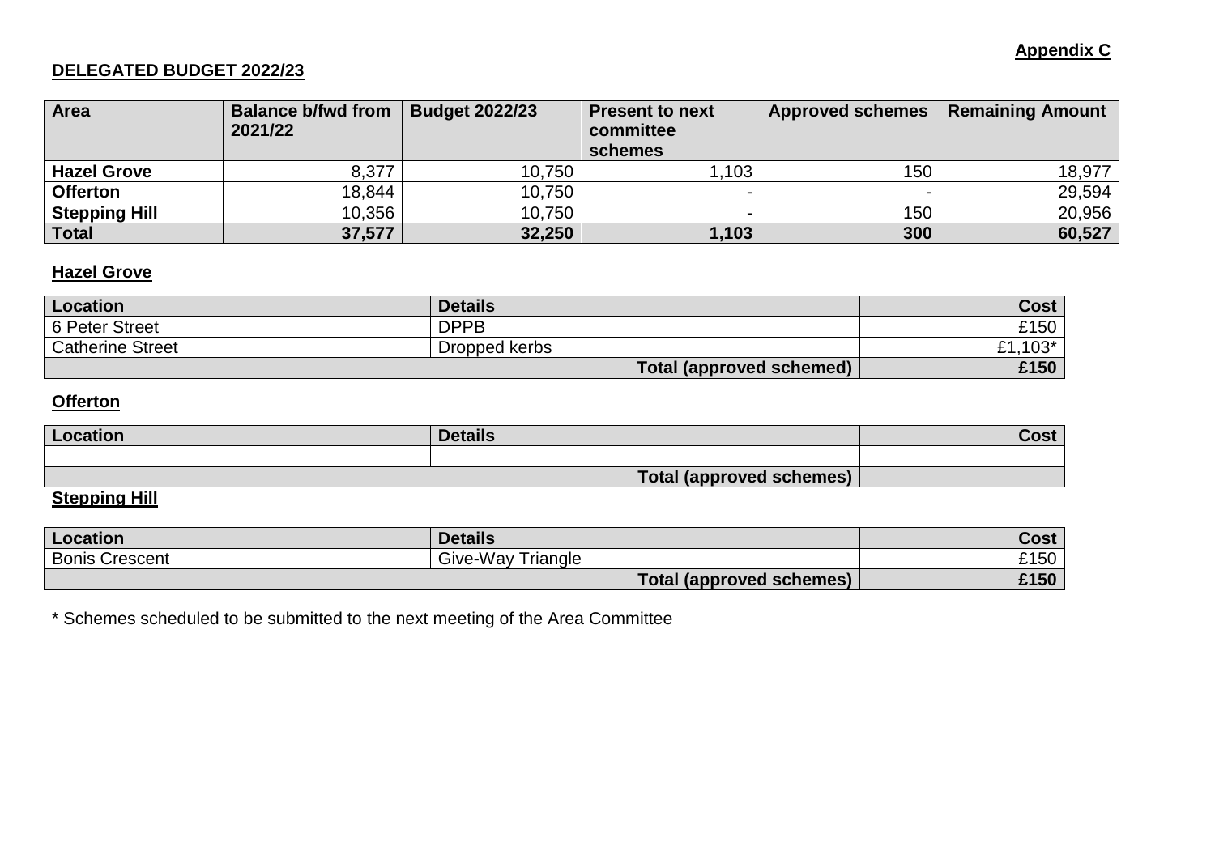**Appendix C**

**DELEGATED BUDGET 2022/23**

| Area | Balance b/fwd from 2021/22 | Budget 2022/23 | Present to next committee schemes | Approved schemes | Remaining Amount |
|---|---|---|---|---|---|
| **Hazel Grove** | 8,377 | 10,750 | 1,103 | 150 | 18,977 |
| **Offerton** | 18,844 | 10,750 | - | - | 29,594 |
| **Stepping Hill** | 10,356 | 10,750 | - | 150 | 20,956 |
| **Total** | **37,577** | **32,250** | **1,103** | **300** | **60,527** |

**Hazel Grove**

| Location | Details | Cost |
|---|---|---|
| 6 Peter Street | DPPB | £150 |
| Catherine Street | Dropped kerbs | £1,103* |
| | **Total (approved schemed)** | **£150** |

**Offerton**

| Location | Details | Cost |
|---|---|---|
| | | |
| | **Total (approved schemes)** | |

**Stepping Hill**

| Location | Details | Cost |
|---|---|---|
| Bonis Crescent | Give-Way Triangle | £150 |
| | **Total (approved schemes)** | **£150** |

* Schemes scheduled to be submitted to the next meeting of the Area Committee